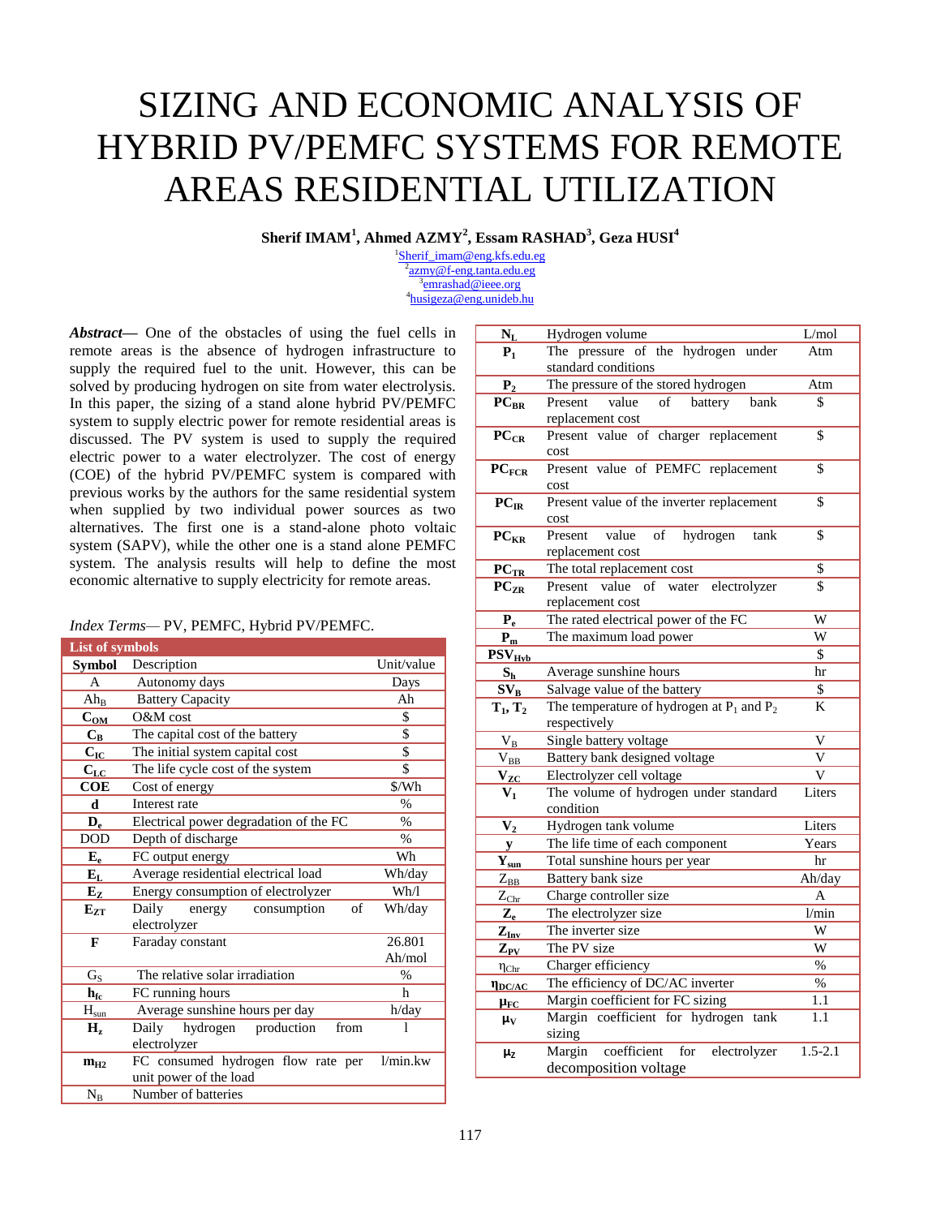# SIZING AND ECONOMIC ANALYSIS OF HYBRID PV/PEMFC SYSTEMS FOR REMOTE AREAS RESIDENTIAL UTILIZATION

**Sherif IMAM[1], Ahmed AZMY[2], Essam RASHAD[3], Geza HUSI[4]**

[1]Sherif_imam@eng.kfs.edu.eg
[2]azmy@f-eng.tanta.edu.eg
[3]emrashad@ieee.org
[4]husigeza@eng.unideb.hu

***Abstract*****—** One of the obstacles of using the fuel cells in remote areas is the absence of hydrogen infrastructure to supply the required fuel to the unit. However, this can be solved by producing hydrogen on site from water electrolysis. In this paper, the sizing of a stand alone hybrid PV/PEMFC system to supply electric power for remote residential areas is discussed. The PV system is used to supply the required electric power to a water electrolyzer. The cost of energy (COE) of the hybrid PV/PEMFC system is compared with previous works by the authors for the same residential system when supplied by two individual power sources as two alternatives. The first one is a stand-alone photo voltaic system (SAPV), while the other one is a stand alone PEMFC system. The analysis results will help to define the most economic alternative to supply electricity for remote areas.

*Index Terms*— PV, PEMFC, Hybrid PV/PEMFC.

| **List of symbols** | | |
|---|---|---|
| **Symbol** | Description | Unit/value |
| A | Autonomy days | Days |
| $Ah_B$ | Battery Capacity | Ah |
| $C_{OM}$ | O&M cost | $ |
| $C_B$ | The capital cost of the battery | $ |
| $C_{IC}$ | The initial system capital cost | $ |
| $C_{LC}$ | The life cycle cost of the system | $ |
| COE | Cost of energy | $/Wh |
| d | Interest rate | % |
| $D_e$ | Electrical power degradation of the FC | % |
| DOD | Depth of discharge | % |
| $E_e$ | FC output energy | Wh |
| $E_L$ | Average residential electrical load | Wh/day |
| $E_Z$ | Energy consumption of electrolyzer | Wh/l |
| $E_{ZT}$ | Daily energy consumption of electrolyzer | Wh/day |
| F | Faraday constant | 26.801 Ah/mol |
| $G_S$ | The relative solar irradiation | % |
| $h_{fc}$ | FC running hours | h |
| $H_{sun}$ | Average sunshine hours per day | h/day |
| $H_z$ | Daily hydrogen production from electrolyzer | l |
| $m_{H2}$ | FC consumed hydrogen flow rate per unit power of the load | l/min.kw |
| $N_B$ | Number of batteries | |
| $N_L$ | Hydrogen volume | L/mol |
| $P_1$ | The pressure of the hydrogen under standard conditions | Atm |
| $P_2$ | The pressure of the stored hydrogen | Atm |
| $PC_{BR}$ | Present value of battery bank replacement cost | $ |
| $PC_{CR}$ | Present value of charger replacement cost | $ |
| $PC_{FCR}$ | Present value of PEMFC replacement cost | $ |
| $PC_{IR}$ | Present value of the inverter replacement cost | $ |
| $PC_{KR}$ | Present value of hydrogen tank replacement cost | $ |
| $PC_{TR}$ | The total replacement cost | $ |
| $PC_{ZR}$ | Present value of water electrolyzer replacement cost | $ |
| $P_e$ | The rated electrical power of the FC | W |
| $P_m$ | The maximum load power | W |
| $PSV_{Hyb}$ | | $ |
| $S_h$ | Average sunshine hours | hr |
| $SV_B$ | Salvage value of the battery | $ |
| $T_1, T_2$ | The temperature of hydrogen at $P_1$ and $P_2$ respectively | K |
| $V_B$ | Single battery voltage | V |
| $V_{BB}$ | Battery bank designed voltage | V |
| $V_{ZC}$ | Electrolyzer cell voltage | V |
| $V_1$ | The volume of hydrogen under standard condition | Liters |
| $V_2$ | Hydrogen tank volume | Liters |
| y | The life time of each component | Years |
| $Y_{sun}$ | Total sunshine hours per year | hr |
| $Z_{BB}$ | Battery bank size | Ah/day |
| $Z_{Chr}$ | Charge controller size | A |
| $Z_e$ | The electrolyzer size | l/min |
| $Z_{Inv}$ | The inverter size | W |
| $Z_{PV}$ | The PV size | W |
| $\eta_{Chr}$ | Charger efficiency | % |
| $\eta_{DC/AC}$ | The efficiency of DC/AC inverter | % |
| $\mu_{FC}$ | Margin coefficient for FC sizing | 1.1 |
| $\mu_V$ | Margin coefficient for hydrogen tank sizing | 1.1 |
| $\mu_Z$ | Margin coefficient for electrolyzer decomposition voltage | 1.5-2.1 |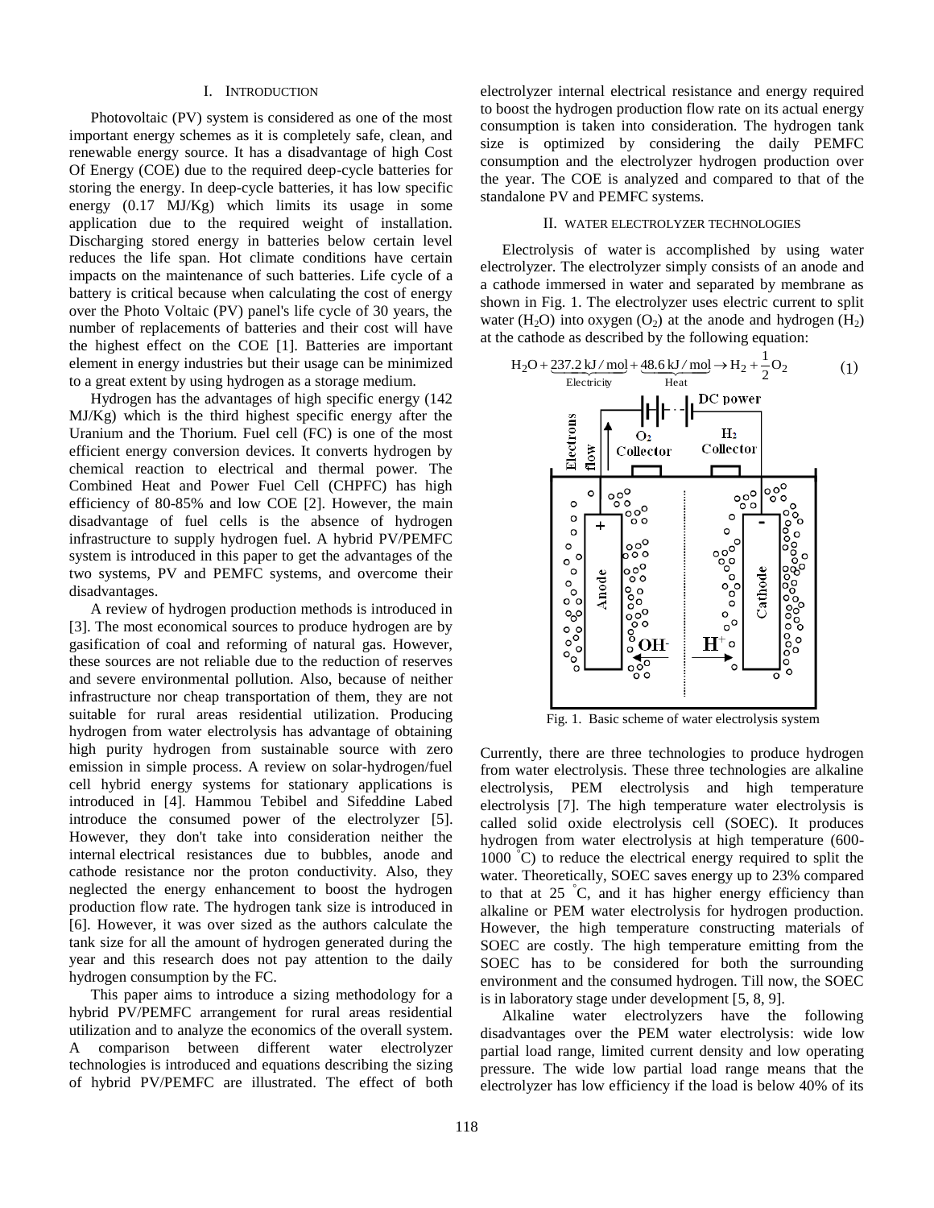## I. INTRODUCTION

Photovoltaic (PV) system is considered as one of the most important energy schemes as it is completely safe, clean, and renewable energy source. It has a disadvantage of high Cost Of Energy (COE) due to the required deep-cycle batteries for storing the energy. In deep-cycle batteries, it has low specific energy (0.17 MJ/Kg) which limits its usage in some application due to the required weight of installation. Discharging stored energy in batteries below certain level reduces the life span. Hot climate conditions have certain impacts on the maintenance of such batteries. Life cycle of a battery is critical because when calculating the cost of energy over the Photo Voltaic (PV) panel's life cycle of 30 years, the number of replacements of batteries and their cost will have the highest effect on the COE [1]. Batteries are important element in energy industries but their usage can be minimized to a great extent by using hydrogen as a storage medium.

Hydrogen has the advantages of high specific energy (142 MJ/Kg) which is the third highest specific energy after the Uranium and the Thorium. Fuel cell (FC) is one of the most efficient energy conversion devices. It converts hydrogen by chemical reaction to electrical and thermal power. The Combined Heat and Power Fuel Cell (CHPFC) has high efficiency of 80-85% and low COE [2]. However, the main disadvantage of fuel cells is the absence of hydrogen infrastructure to supply hydrogen fuel. A hybrid PV/PEMFC system is introduced in this paper to get the advantages of the two systems, PV and PEMFC systems, and overcome their disadvantages.

A review of hydrogen production methods is introduced in [3]. The most economical sources to produce hydrogen are by gasification of coal and reforming of natural gas. However, these sources are not reliable due to the reduction of reserves and severe environmental pollution. Also, because of neither infrastructure nor cheap transportation of them, they are not suitable for rural areas residential utilization. Producing hydrogen from water electrolysis has advantage of obtaining high purity hydrogen from sustainable source with zero emission in simple process. A review on solar-hydrogen/fuel cell hybrid energy systems for stationary applications is introduced in [4]. Hammou Tebibel and Sifeddine Labed introduce the consumed power of the electrolyzer [5]. However, they don't take into consideration neither the internal electrical resistances due to bubbles, anode and cathode resistance nor the proton conductivity. Also, they neglected the energy enhancement to boost the hydrogen production flow rate. The hydrogen tank size is introduced in [6]. However, it was over sized as the authors calculate the tank size for all the amount of hydrogen generated during the year and this research does not pay attention to the daily hydrogen consumption by the FC.

This paper aims to introduce a sizing methodology for a hybrid PV/PEMFC arrangement for rural areas residential utilization and to analyze the economics of the overall system. A comparison between different water electrolyzer technologies is introduced and equations describing the sizing of hybrid PV/PEMFC are illustrated. The effect of both electrolyzer internal electrical resistance and energy required to boost the hydrogen production flow rate on its actual energy consumption is taken into consideration. The hydrogen tank size is optimized by considering the daily PEMFC consumption and the electrolyzer hydrogen production over the year. The COE is analyzed and compared to that of the standalone PV and PEMFC systems.

## II. WATER ELECTROLYZER TECHNOLOGIES

Electrolysis of water is accomplished by using water electrolyzer. The electrolyzer simply consists of an anode and a cathode immersed in water and separated by membrane as shown in Fig. 1. The electrolyzer uses electric current to split water ($H_2O$) into oxygen ($O_2$) at the anode and hydrogen ($H_2$) at the cathode as described by the following equation:

$$H_2O + \underbrace{237.2\,\text{kJ/mol}}_{\text{Electricity}} + \underbrace{48.6\,\text{kJ/mol}}_{\text{Heat}} \rightarrow H_2 + \frac{1}{2}O_2 \qquad (1)$$

Fig. 1. Basic scheme of water electrolysis system

Currently, there are three technologies to produce hydrogen from water electrolysis. These three technologies are alkaline electrolysis, PEM electrolysis and high temperature electrolysis [7]. The high temperature water electrolysis is called solid oxide electrolysis cell (SOEC). It produces hydrogen from water electrolysis at high temperature (600-1000 °C) to reduce the electrical energy required to split the water. Theoretically, SOEC saves energy up to 23% compared to that at 25 °C, and it has higher energy efficiency than alkaline or PEM water electrolysis for hydrogen production. However, the high temperature constructing materials of SOEC are costly. The high temperature emitting from the SOEC has to be considered for both the surrounding environment and the consumed hydrogen. Till now, the SOEC is in laboratory stage under development [5, 8, 9].

Alkaline water electrolyzers have the following disadvantages over the PEM water electrolysis: wide low partial load range, limited current density and low operating pressure. The wide low partial load range means that the electrolyzer has low efficiency if the load is below 40% of its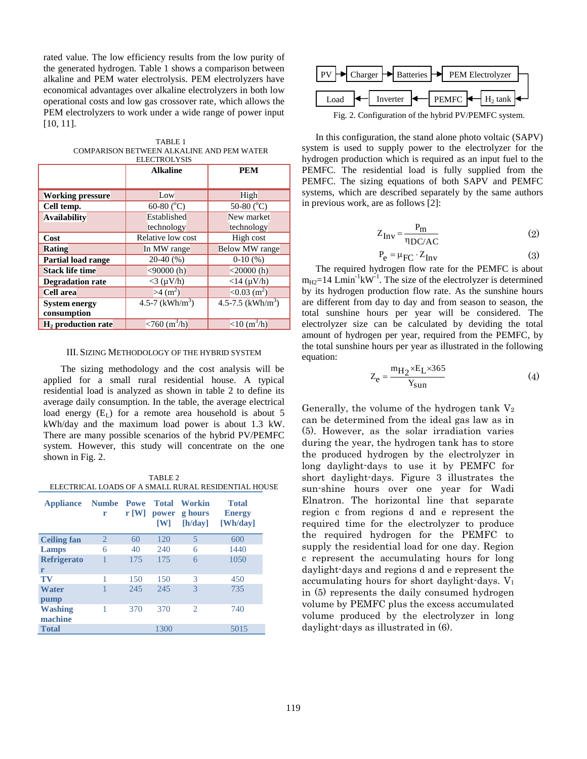rated value. The low efficiency results from the low purity of the generated hydrogen. Table 1 shows a comparison between alkaline and PEM water electrolysis. PEM electrolyzers have economical advantages over alkaline electrolyzers in both low operational costs and low gas crossover rate, which allows the PEM electrolyzers to work under a wide range of power input [10, 11].

TABLE 1
COMPARISON BETWEEN ALKALINE AND PEM WATER ELECTROLYSIS

| | Alkaline | PEM |
|---|---|---|
| **Working pressure** | Low | High |
| **Cell temp.** | 60-80 (°C) | 50-80 (°C) |
| **Availability** | Established technology | New market technology |
| **Cost** | Relative low cost | High cost |
| **Rating** | In MW range | Below MW range |
| **Partial load range** | 20-40 (%) | 0-10 (%) |
| **Stack life time** | <90000 (h) | <20000 (h) |
| **Degradation rate** | <3 (µV/h) | <14 (µV/h) |
| **Cell area** | >4 ($m^2$) | <0.03 ($m^2$) |
| **System energy consumption** | 4.5-7 (kWh/$m^3$) | 4.5-7.5 (kWh/$m^3$) |
| **$H_2$ production rate** | <760 ($m^3$/h) | <10 ($m^3$/h) |

## III. Sizing Methodology of the Hybrid System

The sizing methodology and the cost analysis will be applied for a small rural residential house. A typical residential load is analyzed as shown in table 2 to define its average daily consumption. In the table, the average electrical load energy ($E_L$) for a remote area household is about 5 kWh/day and the maximum load power is about 1.3 kW. There are many possible scenarios of the hybrid PV/PEMFC system. However, this study will concentrate on the one shown in Fig. 2.

TABLE 2
ELECTRICAL LOADS OF A SMALL RURAL RESIDENTIAL HOUSE

| Appliance | Number | Power [W] | Total power [W] | Working hours [h/day] | Total Energy [Wh/day] |
|---|---|---|---|---|---|
| **Ceiling fan** | 2 | 60 | 120 | 5 | 600 |
| **Lamps** | 6 | 40 | 240 | 6 | 1440 |
| **Refrigerator** | 1 | 175 | 175 | 6 | 1050 |
| **TV** | 1 | 150 | 150 | 3 | 450 |
| **Water pump** | 1 | 245 | 245 | 3 | 735 |
| **Washing machine** | 1 | 370 | 370 | 2 | 740 |
| **Total** | | | 1300 | | 5015 |

PV → Charger → Batteries → PEM Electrolyzer → $H_2$ tank → PEMFC → Inverter → Load

Fig. 2. Configuration of the hybrid PV/PEMFC system.

In this configuration, the stand alone photo voltaic (SAPV) system is used to supply power to the electrolyzer for the hydrogen production which is required as an input fuel to the PEMFC. The residential load is fully supplied from the PEMFC. The sizing equations of both SAPV and PEMFC systems, which are described separately by the same authors in previous work, are as follows [2]:

$$Z_{Inv} = \frac{P_m}{\eta_{DC/AC}} \tag{2}$$

$$P_e = \mu_{FC} \cdot Z_{Inv} \tag{3}$$

The required hydrogen flow rate for the PEMFC is about $m_{H2}$=14 Lmin$^{-1}$kW$^{-1}$. The size of the electrolyzer is determined by its hydrogen production flow rate. As the sunshine hours are different from day to day and from season to season, the total sunshine hours per year will be considered. The electrolyzer size can be calculated by deviding the total amount of hydrogen per year, required from the PEMFC, by the total sunshine hours per year as illustrated in the following equation:

$$Z_e = \frac{m_{H_2} \times E_L \times 365}{Y_{sun}} \tag{4}$$

Generally, the volume of the hydrogen tank $V_2$ can be determined from the ideal gas law as in (5). However, as the solar irradiation varies during the year, the hydrogen tank has to store the produced hydrogen by the electrolyzer in long daylight-days to use it by PEMFC for short daylight-days. Figure 3 illustrates the sun-shine hours over one year for Wadi Elnatron. The horizontal line that separate region c from regions d and e represent the required time for the electrolyzer to produce the required hydrogen for the PEMFC to supply the residential load for one day. Region c represent the accumulating hours for long daylight-days and regions d and e represent the accumulating hours for short daylight-days. $V_1$ in (5) represents the daily consumed hydrogen volume by PEMFC plus the excess accumulated volume produced by the electrolyzer in long daylight-days as illustrated in (6).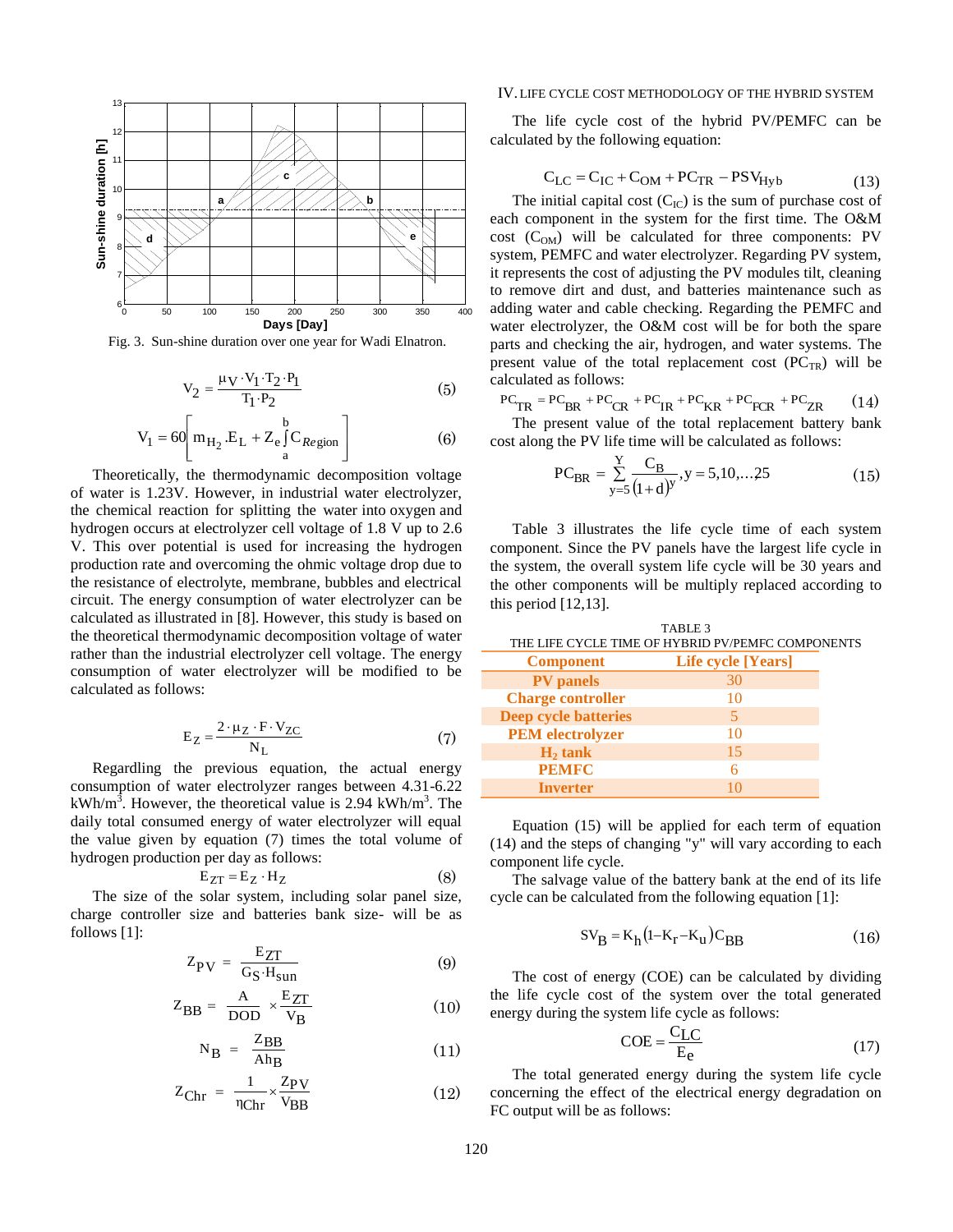Fig. 3. Sun-shine duration over one year for Wadi Elnatron.

$$V_2 = \frac{\mu_V \cdot V_1 \cdot T_2 \cdot P_1}{T_1 \cdot P_2} \tag{5}$$

$$V_1 = 60\left[ m_{H_2}.E_L + Z_e \int_a^b C_{Region} \right] \tag{6}$$

Theoretically, the thermodynamic decomposition voltage of water is 1.23V. However, in industrial water electrolyzer, the chemical reaction for splitting the water into oxygen and hydrogen occurs at electrolyzer cell voltage of 1.8 V up to 2.6 V. This over potential is used for increasing the hydrogen production rate and overcoming the ohmic voltage drop due to the resistance of electrolyte, membrane, bubbles and electrical circuit. The energy consumption of water electrolyzer can be calculated as illustrated in [8]. However, this study is based on the theoretical thermodynamic decomposition voltage of water rather than the industrial electrolyzer cell voltage. The energy consumption of water electrolyzer will be modified to be calculated as follows:

$$E_Z = \frac{2 \cdot \mu_Z \cdot F \cdot V_{ZC}}{N_L} \tag{7}$$

Regardling the previous equation, the actual energy consumption of water electrolyzer ranges between 4.31-6.22 kWh/m$^3$. However, the theoretical value is 2.94 kWh/m$^3$. The daily total consumed energy of water electrolyzer will equal the value given by equation (7) times the total volume of hydrogen production per day as follows:

$$E_{ZT} = E_Z \cdot H_Z \tag{8}$$

The size of the solar system, including solar panel size, charge controller size and batteries bank size- will be as follows [1]:

$$Z_{PV} = \frac{E_{ZT}}{G_S \cdot H_{sun}} \tag{9}$$

$$Z_{BB} = \frac{A}{DOD} \times \frac{E_{ZT}}{V_B} \tag{10}$$

$$N_B = \frac{Z_{BB}}{Ah_B} \tag{11}$$

$$Z_{Chr} = \frac{1}{\eta_{Chr}} \times \frac{Z_{PV}}{V_{BB}} \tag{12}$$

## IV. LIFE CYCLE COST METHODOLOGY OF THE HYBRID SYSTEM

The life cycle cost of the hybrid PV/PEMFC can be calculated by the following equation:

$$C_{LC} = C_{IC} + C_{OM} + PC_{TR} - PSV_{Hyb} \tag{13}$$

The initial capital cost ($C_{IC}$) is the sum of purchase cost of each component in the system for the first time. The O&M cost ($C_{OM}$) will be calculated for three components: PV system, PEMFC and water electrolyzer. Regarding PV system, it represents the cost of adjusting the PV modules tilt, cleaning to remove dirt and dust, and batteries maintenance such as adding water and cable checking. Regarding the PEMFC and water electrolyzer, the O&M cost will be for both the spare parts and checking the air, hydrogen, and water systems. The present value of the total replacement cost ($PC_{TR}$) will be calculated as follows:

$$PC_{TR} = PC_{BR} + PC_{CR} + PC_{IR} + PC_{KR} + PC_{FCR} + PC_{ZR} \tag{14}$$

The present value of the total replacement battery bank cost along the PV life time will be calculated as follows:

$$PC_{BR} = \sum_{y=5}^{Y} \frac{C_B}{(1+d)^y}, y = 5,10,\ldots 25 \tag{15}$$

Table 3 illustrates the life cycle time of each system component. Since the PV panels have the largest life cycle in the system, the overall system life cycle will be 30 years and the other components will be multiply replaced according to this period [12,13].

TABLE 3
THE LIFE CYCLE TIME OF HYBRID PV/PEMFC COMPONENTS

| Component | Life cycle [Years] |
|---|---|
| PV panels | 30 |
| Charge controller | 10 |
| Deep cycle batteries | 5 |
| PEM electrolyzer | 10 |
| $H_2$ tank | 15 |
| PEMFC | 6 |
| Inverter | 10 |

Equation (15) will be applied for each term of equation (14) and the steps of changing "y" will vary according to each component life cycle.

The salvage value of the battery bank at the end of its life cycle can be calculated from the following equation [1]:

$$SV_B = K_h (1 - K_r - K_u) C_{BB} \tag{16}$$

The cost of energy (COE) can be calculated by dividing the life cycle cost of the system over the total generated energy during the system life cycle as follows:

$$COE = \frac{C_{LC}}{E_e} \tag{17}$$

The total generated energy during the system life cycle concerning the effect of the electrical energy degradation on FC output will be as follows: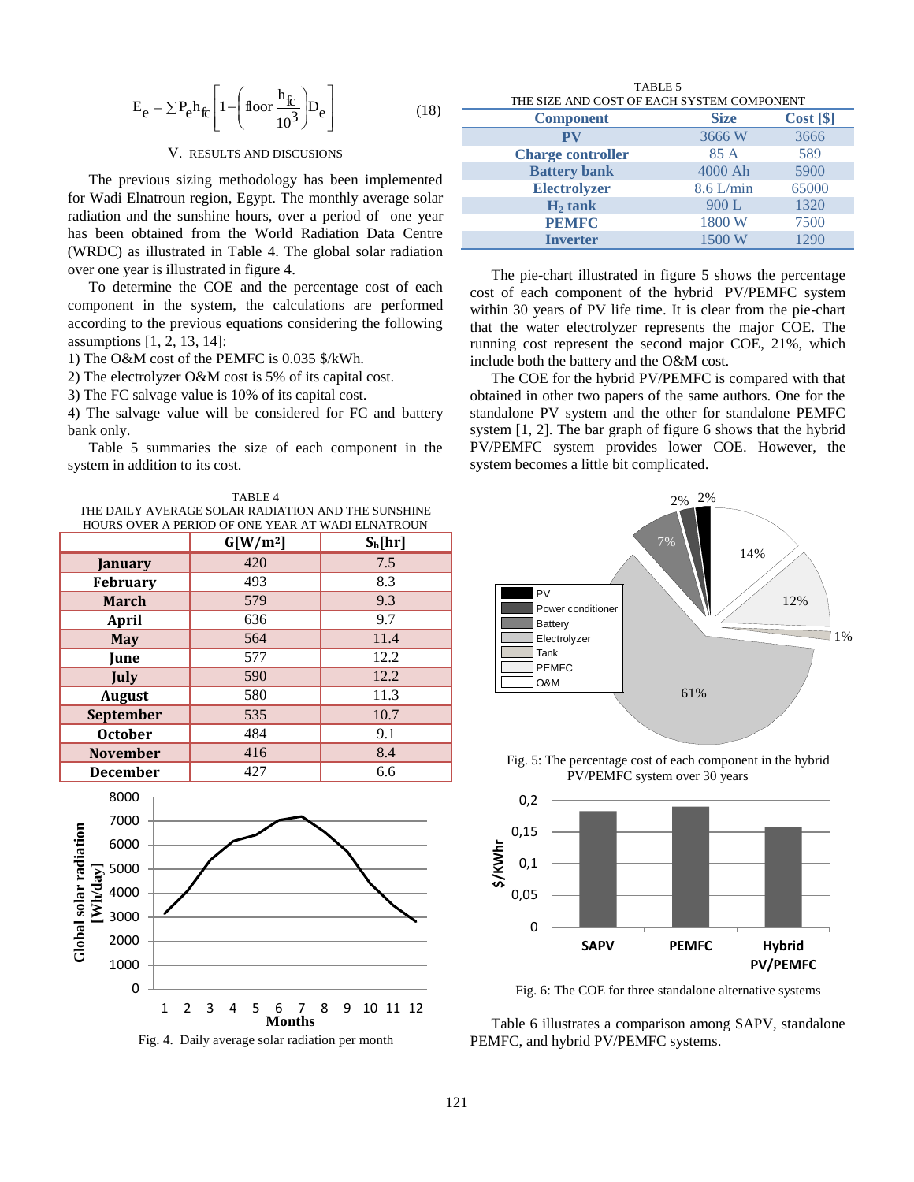$$E_e = \sum P_e h_{fc} \left[ 1 - \left( \text{floor} \frac{h_{fc}}{10^3} \right) D_e \right] \qquad (18)$$

## V. RESULTS AND DISCUSIONS

The previous sizing methodology has been implemented for Wadi Elnatroun region, Egypt. The monthly average solar radiation and the sunshine hours, over a period of one year has been obtained from the World Radiation Data Centre (WRDC) as illustrated in Table 4. The global solar radiation over one year is illustrated in figure 4.

To determine the COE and the percentage cost of each component in the system, the calculations are performed according to the previous equations considering the following assumptions [1, 2, 13, 14]:

1) The O&M cost of the PEMFC is 0.035 $/kWh.
2) The electrolyzer O&M cost is 5% of its capital cost.
3) The FC salvage value is 10% of its capital cost.
4) The salvage value will be considered for FC and battery bank only.

Table 5 summaries the size of each component in the system in addition to its cost.

TABLE 4
THE DAILY AVERAGE SOLAR RADIATION AND THE SUNSHINE HOURS OVER A PERIOD OF ONE YEAR AT WADI ELNATROUN

| | G[W/m²] | $S_h$[hr] |
|---|---|---|
| **January** | 420 | 7.5 |
| **February** | 493 | 8.3 |
| **March** | 579 | 9.3 |
| **April** | 636 | 9.7 |
| **May** | 564 | 11.4 |
| **June** | 577 | 12.2 |
| **July** | 590 | 12.2 |
| **August** | 580 | 11.3 |
| **September** | 535 | 10.7 |
| **October** | 484 | 9.1 |
| **November** | 416 | 8.4 |
| **December** | 427 | 6.6 |

Fig. 4. Daily average solar radiation per month

TABLE 5
THE SIZE AND COST OF EACH SYSTEM COMPONENT

| Component | Size | Cost [$] |
|---|---|---|
| **PV** | 3666 W | 3666 |
| **Charge controller** | 85 A | 589 |
| **Battery bank** | 4000 Ah | 5900 |
| **Electrolyzer** | 8.6 L/min | 65000 |
| **$H_2$ tank** | 900 L | 1320 |
| **PEMFC** | 1800 W | 7500 |
| **Inverter** | 1500 W | 1290 |

The pie-chart illustrated in figure 5 shows the percentage cost of each component of the hybrid PV/PEMFC system within 30 years of PV life time. It is clear from the pie-chart that the water electrolyzer represents the major COE. The running cost represent the second major COE, 21%, which include both the battery and the O&M cost.

The COE for the hybrid PV/PEMFC is compared with that obtained in other two papers of the same authors. One for the standalone PV system and the other for standalone PEMFC system [1, 2]. The bar graph of figure 6 shows that the hybrid PV/PEMFC system provides lower COE. However, the system becomes a little bit complicated.

Fig. 5: The percentage cost of each component in the hybrid PV/PEMFC system over 30 years

Fig. 6: The COE for three standalone alternative systems

Table 6 illustrates a comparison among SAPV, standalone PEMFC, and hybrid PV/PEMFC systems.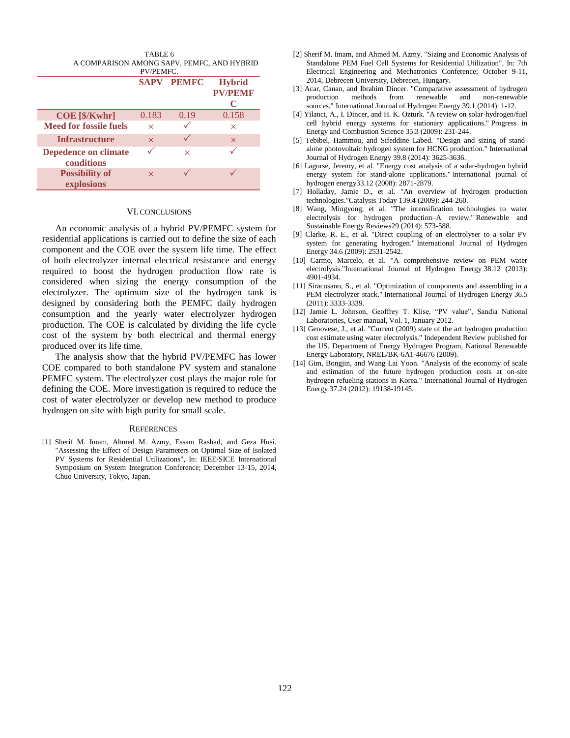TABLE 6
A COMPARISON AMONG SAPV, PEMFC, AND HYBRID PV/PEMFC.

| | SAPV | PEMFC | Hybrid PV/PEMFC |
|---|---|---|---|
| COE [$/Kwhr] | 0.183 | 0.19 | 0.158 |
| Meed for fossile fuels | × | ✓ | × |
| Infrastructure | × | ✓ | × |
| Depedence on climate conditions | ✓ | × | ✓ |
| Possibility of explosions | × | ✓ | ✓ |

## VI. CONCLUSIONS

An economic analysis of a hybrid PV/PEMFC system for residential applications is carried out to define the size of each component and the COE over the system life time. The effect of both electrolyzer internal electrical resistance and energy required to boost the hydrogen production flow rate is considered when sizing the energy consumption of the electrolyzer. The optimum size of the hydrogen tank is designed by considering both the PEMFC daily hydrogen consumption and the yearly water electrolyzer hydrogen production. The COE is calculated by dividing the life cycle cost of the system by both electrical and thermal energy produced over its life time.

The analysis show that the hybrid PV/PEMFC has lower COE compared to both standalone PV system and stanalone PEMFC system. The electrolyzer cost plays the major role for defining the COE. More investigation is required to reduce the cost of water electrolyzer or develop new method to produce hydrogen on site with high purity for small scale.

## REFERENCES

[1] Sherif M. Imam, Ahmed M. Azmy, Essam Rashad, and Geza Husi. "Assessing the Effect of Design Parameters on Optimal Size of Isolated PV Systems for Residential Utilizations", In: IEEE/SICE International Symposium on System Integration Conference; December 13-15, 2014, Chuo University, Tokyo, Japan.

[2] Sherif M. Imam, and Ahmed M. Azmy. "Sizing and Economic Analysis of Standalone PEM Fuel Cell Systems for Residential Utilization", In: 7th Electrical Engineering and Mechatronics Conference; October 9-11, 2014, Debrecen University, Debrecen, Hungary.

[3] Acar, Canan, and Ibrahim Dincer. "Comparative assessment of hydrogen production methods from renewable and non-renewable sources." International Journal of Hydrogen Energy 39.1 (2014): 1-12.

[4] Yilanci, A., I. Dincer, and H. K. Ozturk. "A review on solar-hydrogen/fuel cell hybrid energy systems for stationary applications." Progress in Energy and Combustion Science 35.3 (2009): 231-244.

[5] Tebibel, Hammou, and Sifeddine Labed. "Design and sizing of stand-alone photovoltaic hydrogen system for HCNG production." International Journal of Hydrogen Energy 39.8 (2014): 3625-3636.

[6] Lagorse, Jeremy, et al. "Energy cost analysis of a solar-hydrogen hybrid energy system for stand-alone applications." International journal of hydrogen energy33.12 (2008): 2871-2879.

[7] Holladay, Jamie D., et al. "An overview of hydrogen production technologies."Catalysis Today 139.4 (2009): 244-260.

[8] Wang, Mingyong, et al. "The intensification technologies to water electrolysis for hydrogen production–A review." Renewable and Sustainable Energy Reviews29 (2014): 573-588.

[9] Clarke, R. E., et al. "Direct coupling of an electrolyser to a solar PV system for generating hydrogen." International Journal of Hydrogen Energy 34.6 (2009): 2531-2542.

[10] Carmo, Marcelo, et al. "A comprehensive review on PEM water electrolysis."International Journal of Hydrogen Energy 38.12 (2013): 4901-4934.

[11] Siracusano, S., et al. "Optimization of components and assembling in a PEM electrolyzer stack." International Journal of Hydrogen Energy 36.5 (2011): 3333-3339.

[12] Jamie L. Johnson, Geoffrey T. Klise, "PV value", Sandia National Laboratories, User manual, Vol. 1, January 2012.

[13] Genovese, J., et al. "Current (2009) state of the art hydrogen production cost estimate using water electrolysis." Independent Review published for the US. Department of Energy Hydrogen Program, National Renewable Energy Laboratory, NREL/BK-6A1-46676 (2009).

[14] Gim, Bongjin, and Wang Lai Yoon. "Analysis of the economy of scale and estimation of the future hydrogen production costs at on-site hydrogen refueling stations in Korea." International Journal of Hydrogen Energy 37.24 (2012): 19138-19145.